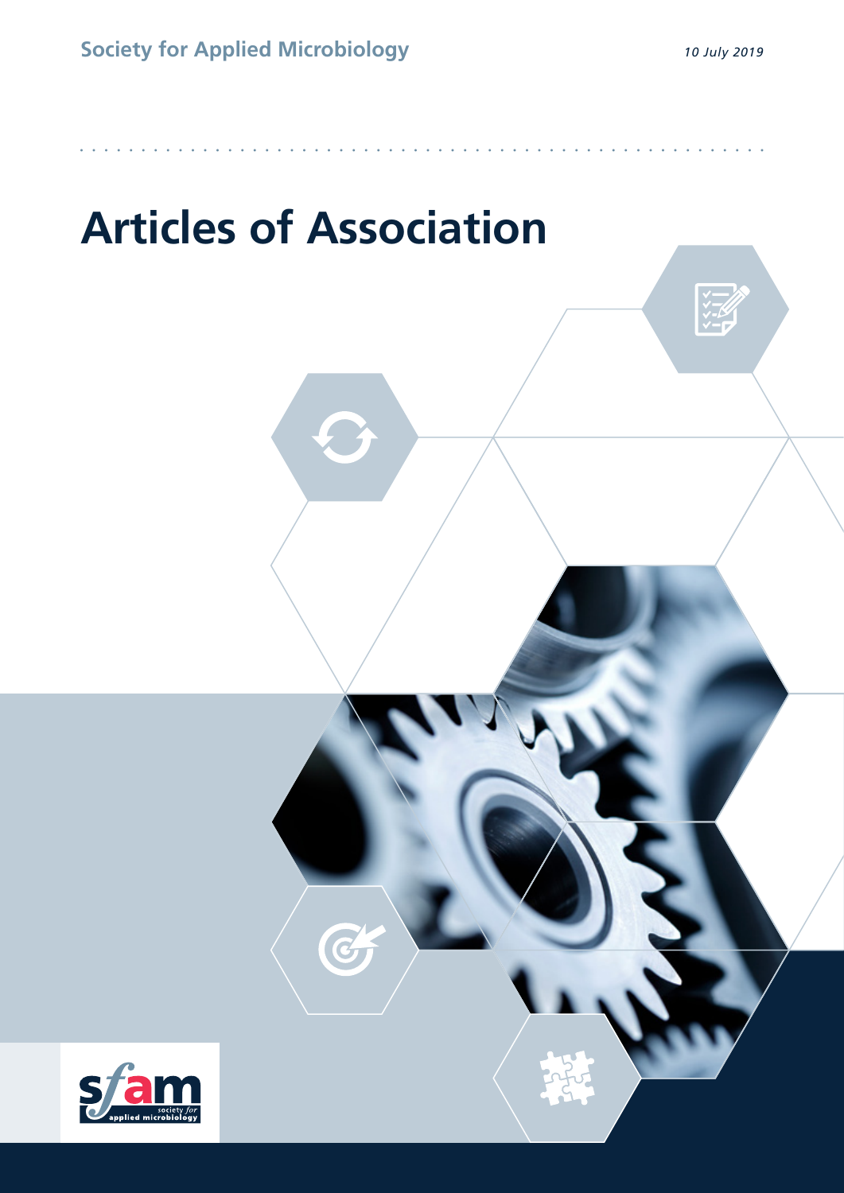Society for Applied Microbiology

*10 July 2019*

# Articles of Association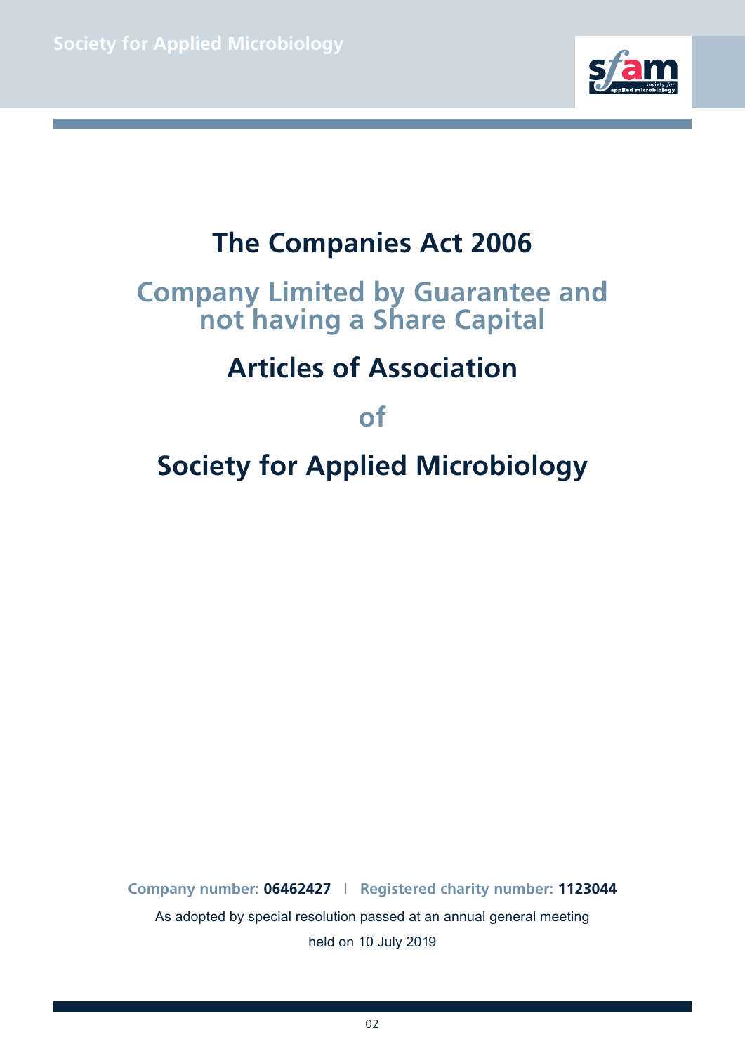# The Companies Act 2006

## Company Limited by Guarantee and not having a Share Capital

# Articles of Association

## of

# Society for Applied Microbiology

**Company number: 06462427** | **Registered charity number: 1123044**

As adopted by special resolution passed at an annual general meeting held on 10 July 2019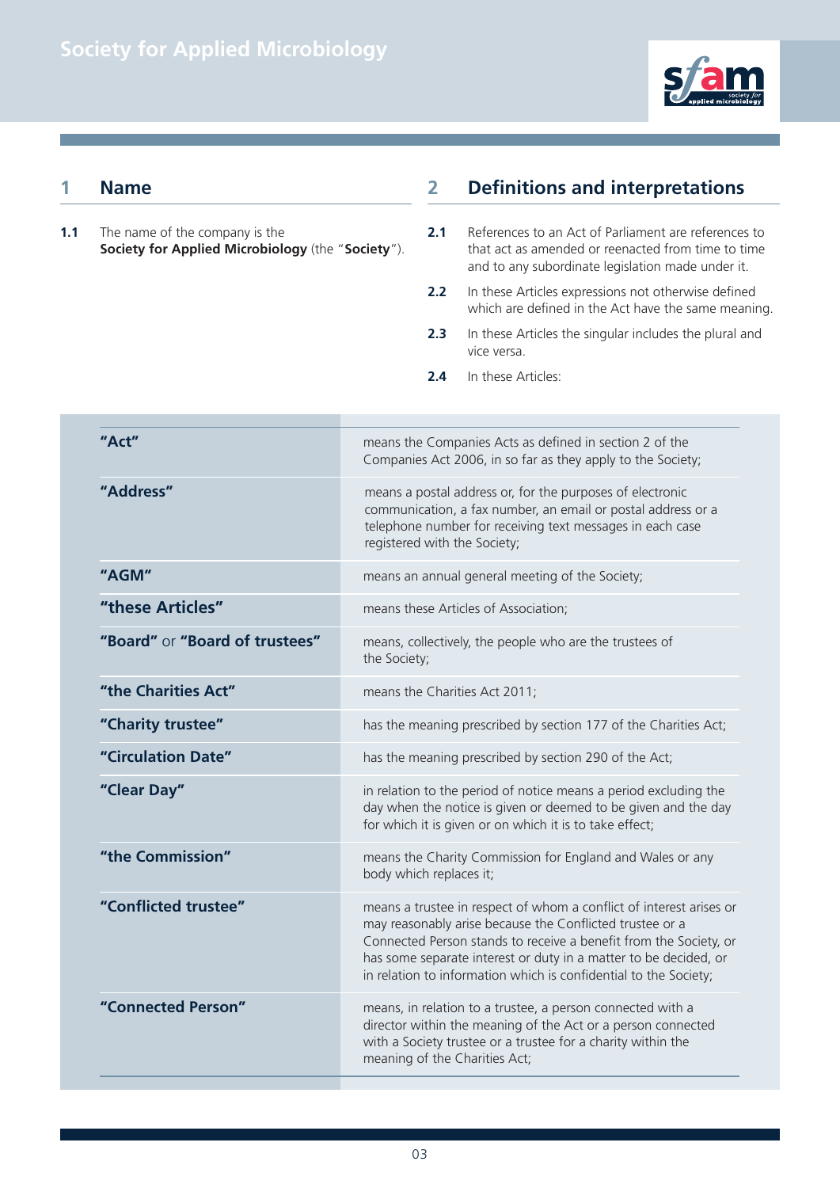## 1 Name

**1.1** The name of the company is the **Society for Applied Microbiology** (the "**Society**").

## 2 Definitions and interpretations

**2.1** References to an Act of Parliament are references to that act as amended or reenacted from time to time and to any subordinate legislation made under it.

**2.2** In these Articles expressions not otherwise defined which are defined in the Act have the same meaning.

**2.3** In these Articles the singular includes the plural and vice versa.

**2.4** In these Articles:

| Term | Meaning |
|---|---|
| **"Act"** | means the Companies Acts as defined in section 2 of the Companies Act 2006, in so far as they apply to the Society; |
| **"Address"** | means a postal address or, for the purposes of electronic communication, a fax number, an email or postal address or a telephone number for receiving text messages in each case registered with the Society; |
| **"AGM"** | means an annual general meeting of the Society; |
| **"these Articles"** | means these Articles of Association; |
| **"Board"** or **"Board of trustees"** | means, collectively, the people who are the trustees of the Society; |
| **"the Charities Act"** | means the Charities Act 2011; |
| **"Charity trustee"** | has the meaning prescribed by section 177 of the Charities Act; |
| **"Circulation Date"** | has the meaning prescribed by section 290 of the Act; |
| **"Clear Day"** | in relation to the period of notice means a period excluding the day when the notice is given or deemed to be given and the day for which it is given or on which it is to take effect; |
| **"the Commission"** | means the Charity Commission for England and Wales or any body which replaces it; |
| **"Conflicted trustee"** | means a trustee in respect of whom a conflict of interest arises or may reasonably arise because the Conflicted trustee or a Connected Person stands to receive a benefit from the Society, or has some separate interest or duty in a matter to be decided, or in relation to information which is confidential to the Society; |
| **"Connected Person"** | means, in relation to a trustee, a person connected with a director within the meaning of the Act or a person connected with a Society trustee or a trustee for a charity within the meaning of the Charities Act; |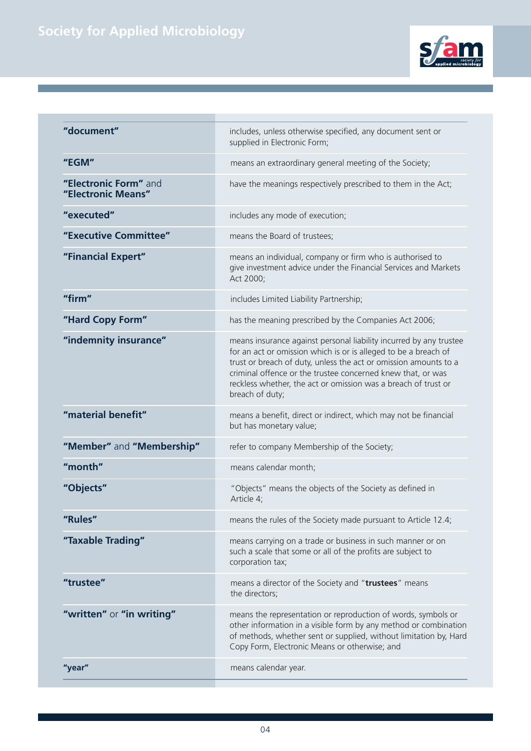| | |
|---|---|
| **"document"** | includes, unless otherwise specified, any document sent or supplied in Electronic Form; |
| **"EGM"** | means an extraordinary general meeting of the Society; |
| **"Electronic Form"** and **"Electronic Means"** | have the meanings respectively prescribed to them in the Act; |
| **"executed"** | includes any mode of execution; |
| **"Executive Committee"** | means the Board of trustees; |
| **"Financial Expert"** | means an individual, company or firm who is authorised to give investment advice under the Financial Services and Markets Act 2000; |
| **"firm"** | includes Limited Liability Partnership; |
| **"Hard Copy Form"** | has the meaning prescribed by the Companies Act 2006; |
| **"indemnity insurance"** | means insurance against personal liability incurred by any trustee for an act or omission which is or is alleged to be a breach of trust or breach of duty, unless the act or omission amounts to a criminal offence or the trustee concerned knew that, or was reckless whether, the act or omission was a breach of trust or breach of duty; |
| **"material benefit"** | means a benefit, direct or indirect, which may not be financial but has monetary value; |
| **"Member"** and **"Membership"** | refer to company Membership of the Society; |
| **"month"** | means calendar month; |
| **"Objects"** | "Objects" means the objects of the Society as defined in Article 4; |
| **"Rules"** | means the rules of the Society made pursuant to Article 12.4; |
| **"Taxable Trading"** | means carrying on a trade or business in such manner or on such a scale that some or all of the profits are subject to corporation tax; |
| **"trustee"** | means a director of the Society and "**trustees**" means the directors; |
| **"written"** or **"in writing"** | means the representation or reproduction of words, symbols or other information in a visible form by any method or combination of methods, whether sent or supplied, without limitation by, Hard Copy Form, Electronic Means or otherwise; and |
| **"year"** | means calendar year. |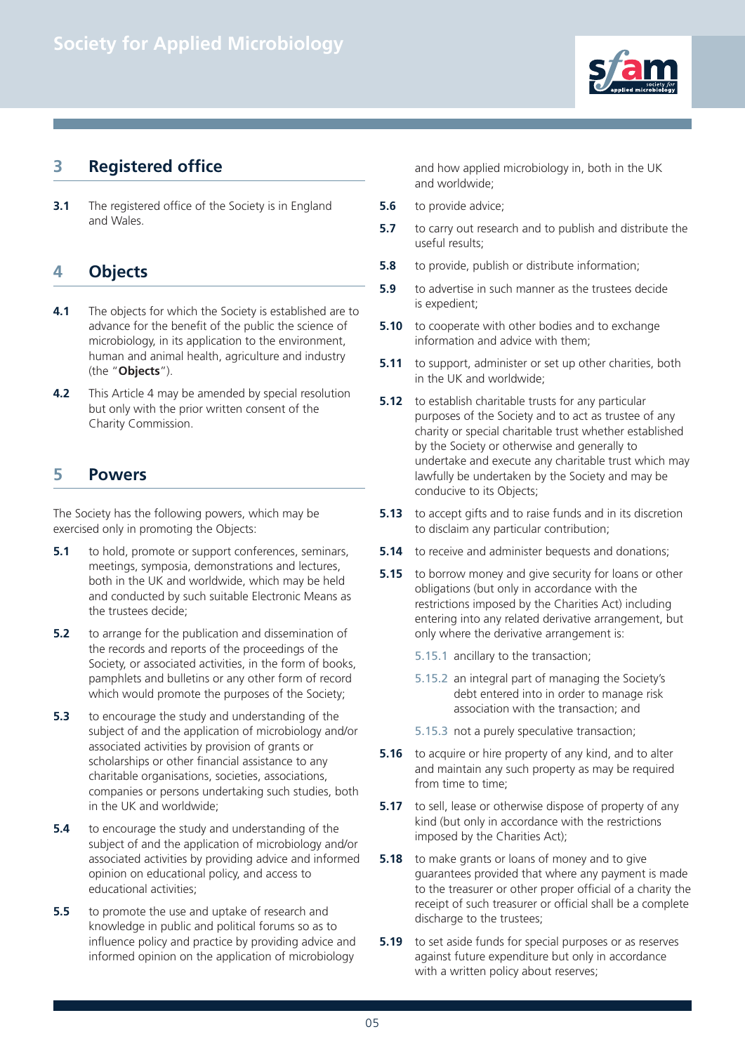## 3 Registered office

**3.1** The registered office of the Society is in England and Wales.

## 4 Objects

**4.1** The objects for which the Society is established are to advance for the benefit of the public the science of microbiology, in its application to the environment, human and animal health, agriculture and industry (the "**Objects**").

**4.2** This Article 4 may be amended by special resolution but only with the prior written consent of the Charity Commission.

## 5 Powers

The Society has the following powers, which may be exercised only in promoting the Objects:

**5.1** to hold, promote or support conferences, seminars, meetings, symposia, demonstrations and lectures, both in the UK and worldwide, which may be held and conducted by such suitable Electronic Means as the trustees decide;

**5.2** to arrange for the publication and dissemination of the records and reports of the proceedings of the Society, or associated activities, in the form of books, pamphlets and bulletins or any other form of record which would promote the purposes of the Society;

**5.3** to encourage the study and understanding of the subject of and the application of microbiology and/or associated activities by provision of grants or scholarships or other financial assistance to any charitable organisations, societies, associations, companies or persons undertaking such studies, both in the UK and worldwide;

**5.4** to encourage the study and understanding of the subject of and the application of microbiology and/or associated activities by providing advice and informed opinion on educational policy, and access to educational activities;

**5.5** to promote the use and uptake of research and knowledge in public and political forums so as to influence policy and practice by providing advice and informed opinion on the application of microbiology and how applied microbiology in, both in the UK and worldwide;

**5.6** to provide advice;

**5.7** to carry out research and to publish and distribute the useful results;

**5.8** to provide, publish or distribute information;

**5.9** to advertise in such manner as the trustees decide is expedient;

**5.10** to cooperate with other bodies and to exchange information and advice with them;

**5.11** to support, administer or set up other charities, both in the UK and worldwide;

**5.12** to establish charitable trusts for any particular purposes of the Society and to act as trustee of any charity or special charitable trust whether established by the Society or otherwise and generally to undertake and execute any charitable trust which may lawfully be undertaken by the Society and may be conducive to its Objects;

**5.13** to accept gifts and to raise funds and in its discretion to disclaim any particular contribution;

**5.14** to receive and administer bequests and donations;

**5.15** to borrow money and give security for loans or other obligations (but only in accordance with the restrictions imposed by the Charities Act) including entering into any related derivative arrangement, but only where the derivative arrangement is:

5.15.1 ancillary to the transaction;

5.15.2 an integral part of managing the Society's debt entered into in order to manage risk association with the transaction; and

5.15.3 not a purely speculative transaction;

**5.16** to acquire or hire property of any kind, and to alter and maintain any such property as may be required from time to time;

**5.17** to sell, lease or otherwise dispose of property of any kind (but only in accordance with the restrictions imposed by the Charities Act);

**5.18** to make grants or loans of money and to give guarantees provided that where any payment is made to the treasurer or other proper official of a charity the receipt of such treasurer or official shall be a complete discharge to the trustees;

**5.19** to set aside funds for special purposes or as reserves against future expenditure but only in accordance with a written policy about reserves;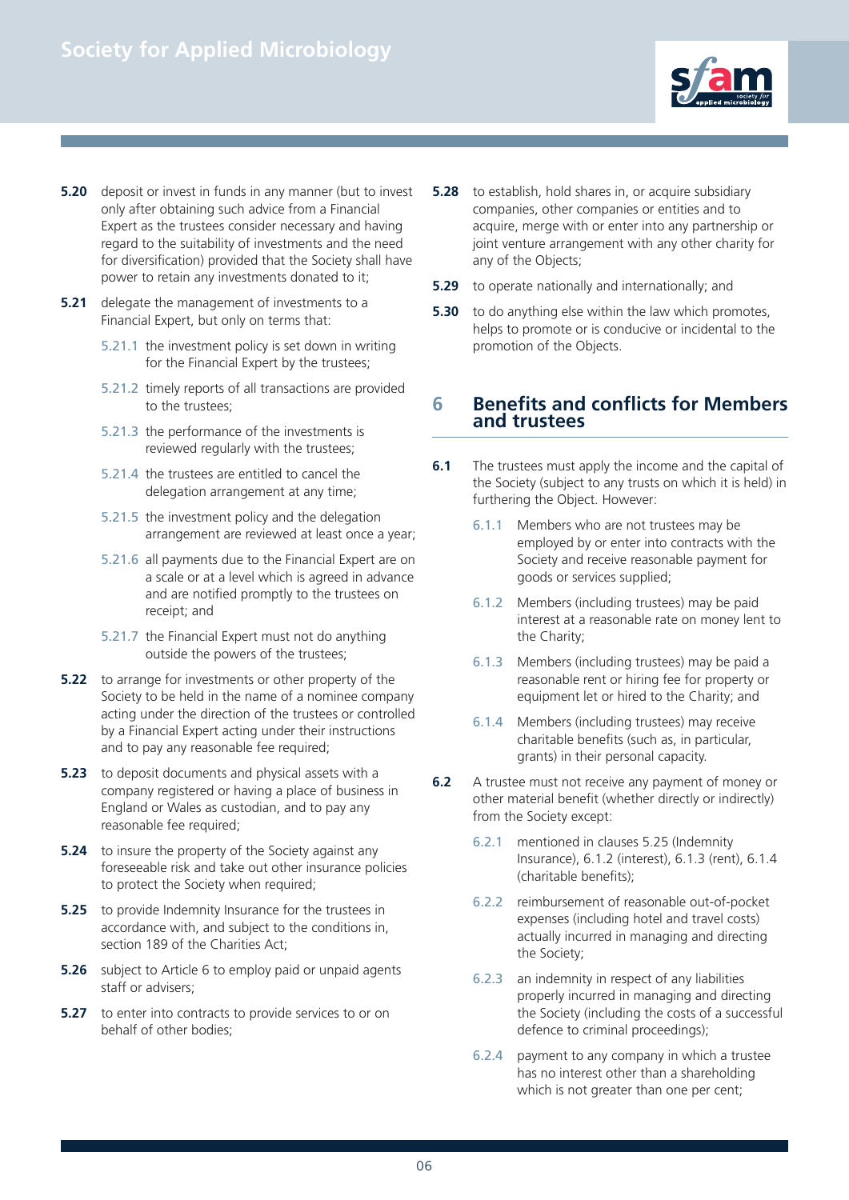**5.20** deposit or invest in funds in any manner (but to invest only after obtaining such advice from a Financial Expert as the trustees consider necessary and having regard to the suitability of investments and the need for diversification) provided that the Society shall have power to retain any investments donated to it;

**5.21** delegate the management of investments to a Financial Expert, but only on terms that:

- 5.21.1 the investment policy is set down in writing for the Financial Expert by the trustees;
- 5.21.2 timely reports of all transactions are provided to the trustees;
- 5.21.3 the performance of the investments is reviewed regularly with the trustees;
- 5.21.4 the trustees are entitled to cancel the delegation arrangement at any time;
- 5.21.5 the investment policy and the delegation arrangement are reviewed at least once a year;
- 5.21.6 all payments due to the Financial Expert are on a scale or at a level which is agreed in advance and are notified promptly to the trustees on receipt; and
- 5.21.7 the Financial Expert must not do anything outside the powers of the trustees;

**5.22** to arrange for investments or other property of the Society to be held in the name of a nominee company acting under the direction of the trustees or controlled by a Financial Expert acting under their instructions and to pay any reasonable fee required;

**5.23** to deposit documents and physical assets with a company registered or having a place of business in England or Wales as custodian, and to pay any reasonable fee required;

**5.24** to insure the property of the Society against any foreseeable risk and take out other insurance policies to protect the Society when required;

**5.25** to provide Indemnity Insurance for the trustees in accordance with, and subject to the conditions in, section 189 of the Charities Act;

**5.26** subject to Article 6 to employ paid or unpaid agents staff or advisers;

**5.27** to enter into contracts to provide services to or on behalf of other bodies;

**5.28** to establish, hold shares in, or acquire subsidiary companies, other companies or entities and to acquire, merge with or enter into any partnership or joint venture arrangement with any other charity for any of the Objects;

**5.29** to operate nationally and internationally; and

**5.30** to do anything else within the law which promotes, helps to promote or is conducive or incidental to the promotion of the Objects.

## 6 Benefits and conflicts for Members and trustees

**6.1** The trustees must apply the income and the capital of the Society (subject to any trusts on which it is held) in furthering the Object. However:

- 6.1.1 Members who are not trustees may be employed by or enter into contracts with the Society and receive reasonable payment for goods or services supplied;
- 6.1.2 Members (including trustees) may be paid interest at a reasonable rate on money lent to the Charity;
- 6.1.3 Members (including trustees) may be paid a reasonable rent or hiring fee for property or equipment let or hired to the Charity; and
- 6.1.4 Members (including trustees) may receive charitable benefits (such as, in particular, grants) in their personal capacity.

**6.2** A trustee must not receive any payment of money or other material benefit (whether directly or indirectly) from the Society except:

- 6.2.1 mentioned in clauses 5.25 (Indemnity Insurance), 6.1.2 (interest), 6.1.3 (rent), 6.1.4 (charitable benefits);
- 6.2.2 reimbursement of reasonable out-of-pocket expenses (including hotel and travel costs) actually incurred in managing and directing the Society;
- 6.2.3 an indemnity in respect of any liabilities properly incurred in managing and directing the Society (including the costs of a successful defence to criminal proceedings);
- 6.2.4 payment to any company in which a trustee has no interest other than a shareholding which is not greater than one per cent;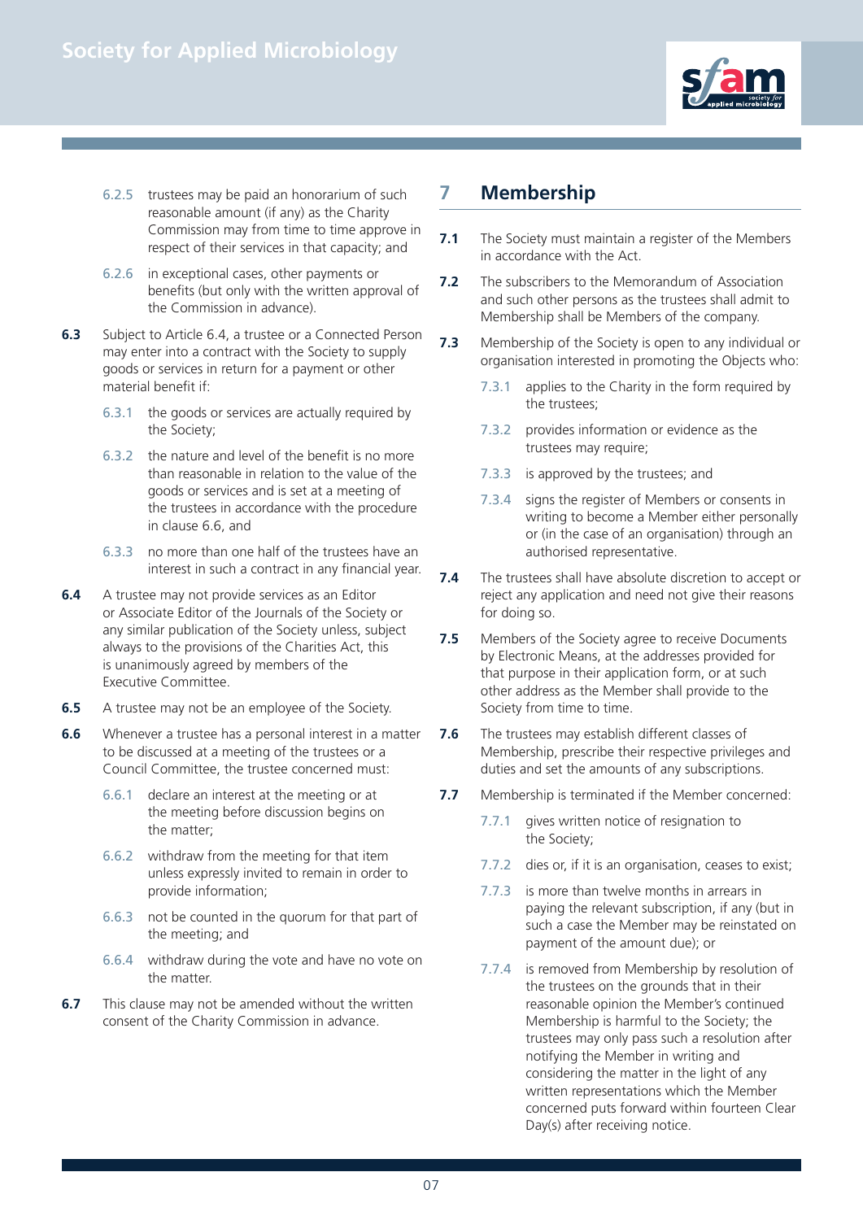6.2.5 trustees may be paid an honorarium of such reasonable amount (if any) as the Charity Commission may from time to time approve in respect of their services in that capacity; and

6.2.6 in exceptional cases, other payments or benefits (but only with the written approval of the Commission in advance).

**6.3** Subject to Article 6.4, a trustee or a Connected Person may enter into a contract with the Society to supply goods or services in return for a payment or other material benefit if:

6.3.1 the goods or services are actually required by the Society;

6.3.2 the nature and level of the benefit is no more than reasonable in relation to the value of the goods or services and is set at a meeting of the trustees in accordance with the procedure in clause 6.6, and

6.3.3 no more than one half of the trustees have an interest in such a contract in any financial year.

**6.4** A trustee may not provide services as an Editor or Associate Editor of the Journals of the Society or any similar publication of the Society unless, subject always to the provisions of the Charities Act, this is unanimously agreed by members of the Executive Committee.

**6.5** A trustee may not be an employee of the Society.

**6.6** Whenever a trustee has a personal interest in a matter to be discussed at a meeting of the trustees or a Council Committee, the trustee concerned must:

6.6.1 declare an interest at the meeting or at the meeting before discussion begins on the matter;

6.6.2 withdraw from the meeting for that item unless expressly invited to remain in order to provide information;

6.6.3 not be counted in the quorum for that part of the meeting; and

6.6.4 withdraw during the vote and have no vote on the matter.

**6.7** This clause may not be amended without the written consent of the Charity Commission in advance.

## 7 Membership

**7.1** The Society must maintain a register of the Members in accordance with the Act.

**7.2** The subscribers to the Memorandum of Association and such other persons as the trustees shall admit to Membership shall be Members of the company.

**7.3** Membership of the Society is open to any individual or organisation interested in promoting the Objects who:

7.3.1 applies to the Charity in the form required by the trustees;

7.3.2 provides information or evidence as the trustees may require;

7.3.3 is approved by the trustees; and

7.3.4 signs the register of Members or consents in writing to become a Member either personally or (in the case of an organisation) through an authorised representative.

**7.4** The trustees shall have absolute discretion to accept or reject any application and need not give their reasons for doing so.

**7.5** Members of the Society agree to receive Documents by Electronic Means, at the addresses provided for that purpose in their application form, or at such other address as the Member shall provide to the Society from time to time.

**7.6** The trustees may establish different classes of Membership, prescribe their respective privileges and duties and set the amounts of any subscriptions.

**7.7** Membership is terminated if the Member concerned:

7.7.1 gives written notice of resignation to the Society;

7.7.2 dies or, if it is an organisation, ceases to exist;

7.7.3 is more than twelve months in arrears in paying the relevant subscription, if any (but in such a case the Member may be reinstated on payment of the amount due); or

7.7.4 is removed from Membership by resolution of the trustees on the grounds that in their reasonable opinion the Member's continued Membership is harmful to the Society; the trustees may only pass such a resolution after notifying the Member in writing and considering the matter in the light of any written representations which the Member concerned puts forward within fourteen Clear Day(s) after receiving notice.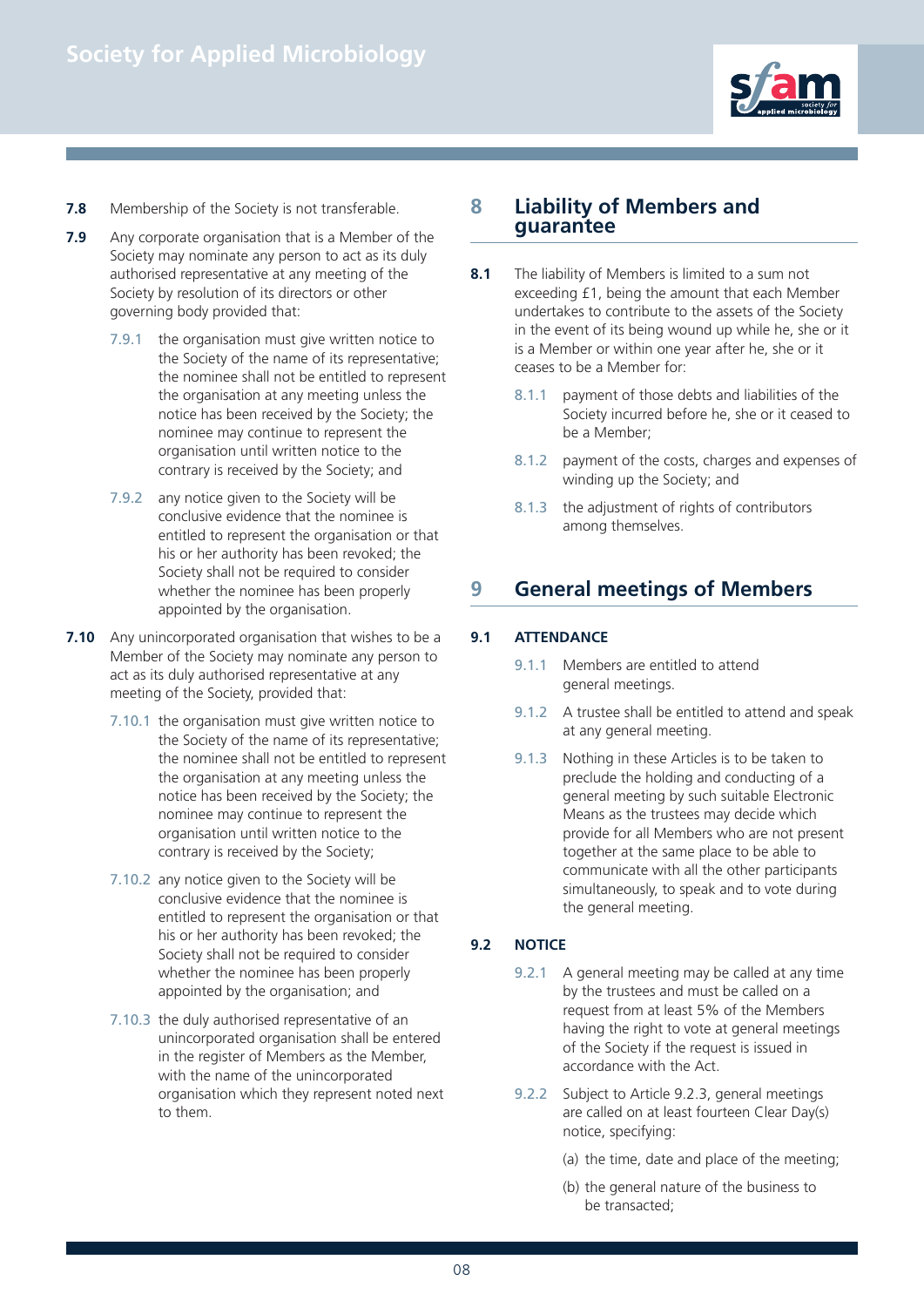**7.8** Membership of the Society is not transferable.

**7.9** Any corporate organisation that is a Member of the Society may nominate any person to act as its duly authorised representative at any meeting of the Society by resolution of its directors or other governing body provided that:

7.9.1 the organisation must give written notice to the Society of the name of its representative; the nominee shall not be entitled to represent the organisation at any meeting unless the notice has been received by the Society; the nominee may continue to represent the organisation until written notice to the contrary is received by the Society; and

7.9.2 any notice given to the Society will be conclusive evidence that the nominee is entitled to represent the organisation or that his or her authority has been revoked; the Society shall not be required to consider whether the nominee has been properly appointed by the organisation.

**7.10** Any unincorporated organisation that wishes to be a Member of the Society may nominate any person to act as its duly authorised representative at any meeting of the Society, provided that:

7.10.1 the organisation must give written notice to the Society of the name of its representative; the nominee shall not be entitled to represent the organisation at any meeting unless the notice has been received by the Society; the nominee may continue to represent the organisation until written notice to the contrary is received by the Society;

7.10.2 any notice given to the Society will be conclusive evidence that the nominee is entitled to represent the organisation or that his or her authority has been revoked; the Society shall not be required to consider whether the nominee has been properly appointed by the organisation; and

7.10.3 the duly authorised representative of an unincorporated organisation shall be entered in the register of Members as the Member, with the name of the unincorporated organisation which they represent noted next to them.

## 8 Liability of Members and guarantee

**8.1** The liability of Members is limited to a sum not exceeding £1, being the amount that each Member undertakes to contribute to the assets of the Society in the event of its being wound up while he, she or it is a Member or within one year after he, she or it ceases to be a Member for:

8.1.1 payment of those debts and liabilities of the Society incurred before he, she or it ceased to be a Member;

8.1.2 payment of the costs, charges and expenses of winding up the Society; and

8.1.3 the adjustment of rights of contributors among themselves.

## 9 General meetings of Members

**9.1 ATTENDANCE**

9.1.1 Members are entitled to attend general meetings.

9.1.2 A trustee shall be entitled to attend and speak at any general meeting.

9.1.3 Nothing in these Articles is to be taken to preclude the holding and conducting of a general meeting by such suitable Electronic Means as the trustees may decide which provide for all Members who are not present together at the same place to be able to communicate with all the other participants simultaneously, to speak and to vote during the general meeting.

**9.2 NOTICE**

9.2.1 A general meeting may be called at any time by the trustees and must be called on a request from at least 5% of the Members having the right to vote at general meetings of the Society if the request is issued in accordance with the Act.

9.2.2 Subject to Article 9.2.3, general meetings are called on at least fourteen Clear Day(s) notice, specifying:

(a) the time, date and place of the meeting;

(b) the general nature of the business to be transacted;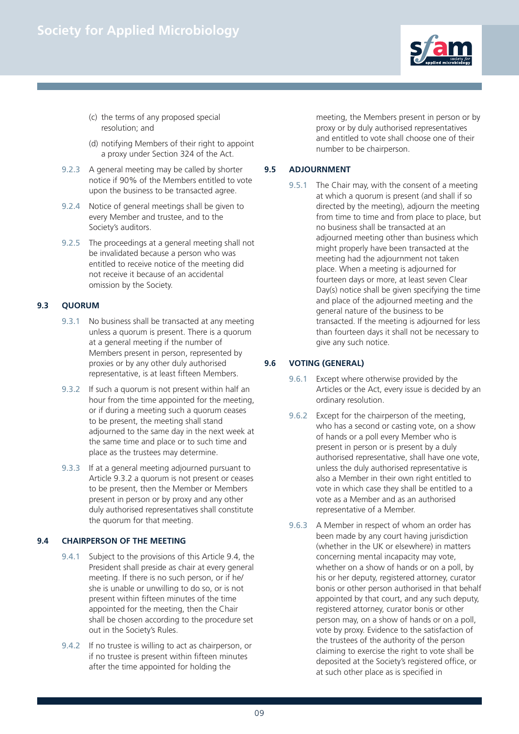(c) the terms of any proposed special resolution; and

(d) notifying Members of their right to appoint a proxy under Section 324 of the Act.

9.2.3 A general meeting may be called by shorter notice if 90% of the Members entitled to vote upon the business to be transacted agree.

9.2.4 Notice of general meetings shall be given to every Member and trustee, and to the Society's auditors.

9.2.5 The proceedings at a general meeting shall not be invalidated because a person who was entitled to receive notice of the meeting did not receive it because of an accidental omission by the Society.

### 9.3 QUORUM

9.3.1 No business shall be transacted at any meeting unless a quorum is present. There is a quorum at a general meeting if the number of Members present in person, represented by proxies or by any other duly authorised representative, is at least fifteen Members.

9.3.2 If such a quorum is not present within half an hour from the time appointed for the meeting, or if during a meeting such a quorum ceases to be present, the meeting shall stand adjourned to the same day in the next week at the same time and place or to such time and place as the trustees may determine.

9.3.3 If at a general meeting adjourned pursuant to Article 9.3.2 a quorum is not present or ceases to be present, then the Member or Members present in person or by proxy and any other duly authorised representatives shall constitute the quorum for that meeting.

### 9.4 CHAIRPERSON OF THE MEETING

9.4.1 Subject to the provisions of this Article 9.4, the President shall preside as chair at every general meeting. If there is no such person, or if he/she is unable or unwilling to do so, or is not present within fifteen minutes of the time appointed for the meeting, then the Chair shall be chosen according to the procedure set out in the Society's Rules.

9.4.2 If no trustee is willing to act as chairperson, or if no trustee is present within fifteen minutes after the time appointed for holding the meeting, the Members present in person or by proxy or by duly authorised representatives and entitled to vote shall choose one of their number to be chairperson.

### 9.5 ADJOURNMENT

9.5.1 The Chair may, with the consent of a meeting at which a quorum is present (and shall if so directed by the meeting), adjourn the meeting from time to time and from place to place, but no business shall be transacted at an adjourned meeting other than business which might properly have been transacted at the meeting had the adjournment not taken place. When a meeting is adjourned for fourteen days or more, at least seven Clear Day(s) notice shall be given specifying the time and place of the adjourned meeting and the general nature of the business to be transacted. If the meeting is adjourned for less than fourteen days it shall not be necessary to give any such notice.

### 9.6 VOTING (GENERAL)

9.6.1 Except where otherwise provided by the Articles or the Act, every issue is decided by an ordinary resolution.

9.6.2 Except for the chairperson of the meeting, who has a second or casting vote, on a show of hands or a poll every Member who is present in person or is present by a duly authorised representative, shall have one vote, unless the duly authorised representative is also a Member in their own right entitled to vote in which case they shall be entitled to a vote as a Member and as an authorised representative of a Member.

9.6.3 A Member in respect of whom an order has been made by any court having jurisdiction (whether in the UK or elsewhere) in matters concerning mental incapacity may vote, whether on a show of hands or on a poll, by his or her deputy, registered attorney, curator bonis or other person authorised in that behalf appointed by that court, and any such deputy, registered attorney, curator bonis or other person may, on a show of hands or on a poll, vote by proxy. Evidence to the satisfaction of the trustees of the authority of the person claiming to exercise the right to vote shall be deposited at the Society's registered office, or at such other place as is specified in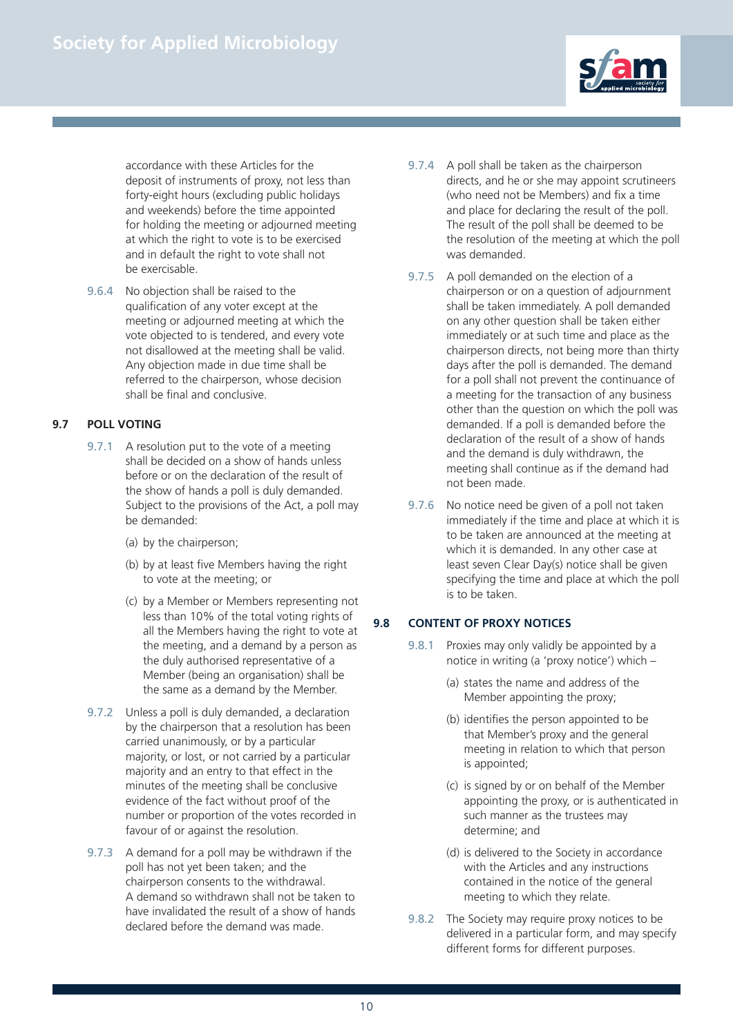accordance with these Articles for the deposit of instruments of proxy, not less than forty-eight hours (excluding public holidays and weekends) before the time appointed for holding the meeting or adjourned meeting at which the right to vote is to be exercised and in default the right to vote shall not be exercisable.

9.6.4 No objection shall be raised to the qualification of any voter except at the meeting or adjourned meeting at which the vote objected to is tendered, and every vote not disallowed at the meeting shall be valid. Any objection made in due time shall be referred to the chairperson, whose decision shall be final and conclusive.

## 9.7 POLL VOTING

9.7.1 A resolution put to the vote of a meeting shall be decided on a show of hands unless before or on the declaration of the result of the show of hands a poll is duly demanded. Subject to the provisions of the Act, a poll may be demanded:

(a) by the chairperson;

(b) by at least five Members having the right to vote at the meeting; or

(c) by a Member or Members representing not less than 10% of the total voting rights of all the Members having the right to vote at the meeting, and a demand by a person as the duly authorised representative of a Member (being an organisation) shall be the same as a demand by the Member.

9.7.2 Unless a poll is duly demanded, a declaration by the chairperson that a resolution has been carried unanimously, or by a particular majority, or lost, or not carried by a particular majority and an entry to that effect in the minutes of the meeting shall be conclusive evidence of the fact without proof of the number or proportion of the votes recorded in favour of or against the resolution.

9.7.3 A demand for a poll may be withdrawn if the poll has not yet been taken; and the chairperson consents to the withdrawal. A demand so withdrawn shall not be taken to have invalidated the result of a show of hands declared before the demand was made.

9.7.4 A poll shall be taken as the chairperson directs, and he or she may appoint scrutineers (who need not be Members) and fix a time and place for declaring the result of the poll. The result of the poll shall be deemed to be the resolution of the meeting at which the poll was demanded.

9.7.5 A poll demanded on the election of a chairperson or on a question of adjournment shall be taken immediately. A poll demanded on any other question shall be taken either immediately or at such time and place as the chairperson directs, not being more than thirty days after the poll is demanded. The demand for a poll shall not prevent the continuance of a meeting for the transaction of any business other than the question on which the poll was demanded. If a poll is demanded before the declaration of the result of a show of hands and the demand is duly withdrawn, the meeting shall continue as if the demand had not been made.

9.7.6 No notice need be given of a poll not taken immediately if the time and place at which it is to be taken are announced at the meeting at which it is demanded. In any other case at least seven Clear Day(s) notice shall be given specifying the time and place at which the poll is to be taken.

## 9.8 CONTENT OF PROXY NOTICES

9.8.1 Proxies may only validly be appointed by a notice in writing (a 'proxy notice') which –

(a) states the name and address of the Member appointing the proxy;

(b) identifies the person appointed to be that Member's proxy and the general meeting in relation to which that person is appointed;

(c) is signed by or on behalf of the Member appointing the proxy, or is authenticated in such manner as the trustees may determine; and

(d) is delivered to the Society in accordance with the Articles and any instructions contained in the notice of the general meeting to which they relate.

9.8.2 The Society may require proxy notices to be delivered in a particular form, and may specify different forms for different purposes.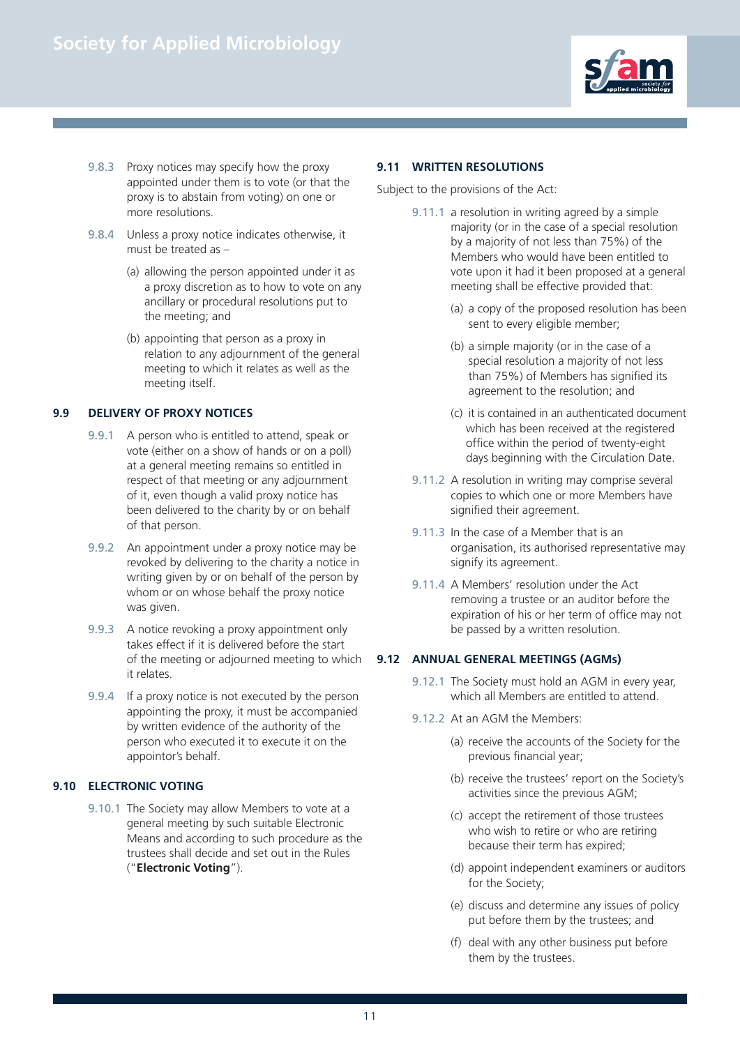9.8.3 Proxy notices may specify how the proxy appointed under them is to vote (or that the proxy is to abstain from voting) on one or more resolutions.

9.8.4 Unless a proxy notice indicates otherwise, it must be treated as –

(a) allowing the person appointed under it as a proxy discretion as to how to vote on any ancillary or procedural resolutions put to the meeting; and

(b) appointing that person as a proxy in relation to any adjournment of the general meeting to which it relates as well as the meeting itself.

### 9.9 DELIVERY OF PROXY NOTICES

9.9.1 A person who is entitled to attend, speak or vote (either on a show of hands or on a poll) at a general meeting remains so entitled in respect of that meeting or any adjournment of it, even though a valid proxy notice has been delivered to the charity by or on behalf of that person.

9.9.2 An appointment under a proxy notice may be revoked by delivering to the charity a notice in writing given by or on behalf of the person by whom or on whose behalf the proxy notice was given.

9.9.3 A notice revoking a proxy appointment only takes effect if it is delivered before the start of the meeting or adjourned meeting to which it relates.

9.9.4 If a proxy notice is not executed by the person appointing the proxy, it must be accompanied by written evidence of the authority of the person who executed it to execute it on the appointor's behalf.

### 9.10 ELECTRONIC VOTING

9.10.1 The Society may allow Members to vote at a general meeting by such suitable Electronic Means and according to such procedure as the trustees shall decide and set out in the Rules ("**Electronic Voting**").

### 9.11 WRITTEN RESOLUTIONS

Subject to the provisions of the Act:

9.11.1 a resolution in writing agreed by a simple majority (or in the case of a special resolution by a majority of not less than 75%) of the Members who would have been entitled to vote upon it had it been proposed at a general meeting shall be effective provided that:

(a) a copy of the proposed resolution has been sent to every eligible member;

(b) a simple majority (or in the case of a special resolution a majority of not less than 75%) of Members has signified its agreement to the resolution; and

(c) it is contained in an authenticated document which has been received at the registered office within the period of twenty-eight days beginning with the Circulation Date.

9.11.2 A resolution in writing may comprise several copies to which one or more Members have signified their agreement.

9.11.3 In the case of a Member that is an organisation, its authorised representative may signify its agreement.

9.11.4 A Members' resolution under the Act removing a trustee or an auditor before the expiration of his or her term of office may not be passed by a written resolution.

### 9.12 ANNUAL GENERAL MEETINGS (AGMs)

9.12.1 The Society must hold an AGM in every year, which all Members are entitled to attend.

9.12.2 At an AGM the Members:

(a) receive the accounts of the Society for the previous financial year;

(b) receive the trustees' report on the Society's activities since the previous AGM;

(c) accept the retirement of those trustees who wish to retire or who are retiring because their term has expired;

(d) appoint independent examiners or auditors for the Society;

(e) discuss and determine any issues of policy put before them by the trustees; and

(f) deal with any other business put before them by the trustees.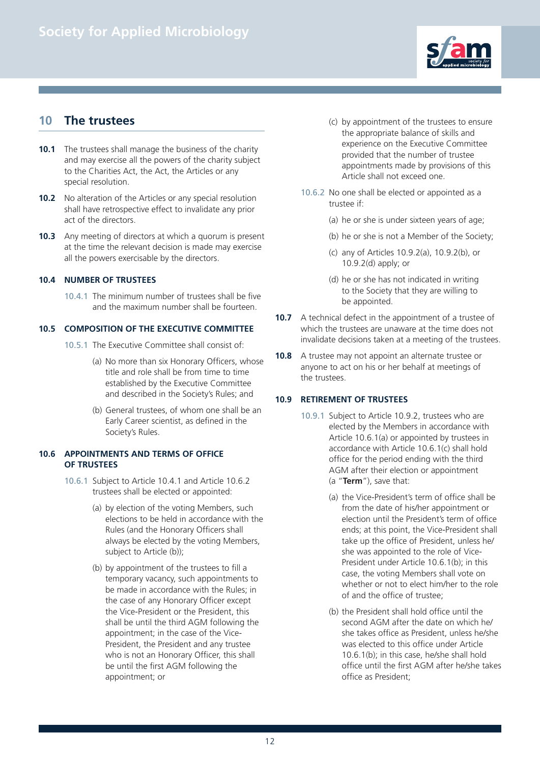## 10 The trustees

**10.1** The trustees shall manage the business of the charity and may exercise all the powers of the charity subject to the Charities Act, the Act, the Articles or any special resolution.

**10.2** No alteration of the Articles or any special resolution shall have retrospective effect to invalidate any prior act of the directors.

**10.3** Any meeting of directors at which a quorum is present at the time the relevant decision is made may exercise all the powers exercisable by the directors.

### 10.4 NUMBER OF TRUSTEES

10.4.1 The minimum number of trustees shall be five and the maximum number shall be fourteen.

### 10.5 COMPOSITION OF THE EXECUTIVE COMMITTEE

10.5.1 The Executive Committee shall consist of:

(a) No more than six Honorary Officers, whose title and role shall be from time to time established by the Executive Committee and described in the Society's Rules; and

(b) General trustees, of whom one shall be an Early Career scientist, as defined in the Society's Rules.

### 10.6 APPOINTMENTS AND TERMS OF OFFICE OF TRUSTEES

10.6.1 Subject to Article 10.4.1 and Article 10.6.2 trustees shall be elected or appointed:

(a) by election of the voting Members, such elections to be held in accordance with the Rules (and the Honorary Officers shall always be elected by the voting Members, subject to Article (b));

(b) by appointment of the trustees to fill a temporary vacancy, such appointments to be made in accordance with the Rules; in the case of any Honorary Officer except the Vice-President or the President, this shall be until the third AGM following the appointment; in the case of the Vice-President, the President and any trustee who is not an Honorary Officer, this shall be until the first AGM following the appointment; or

(c) by appointment of the trustees to ensure the appropriate balance of skills and experience on the Executive Committee provided that the number of trustee appointments made by provisions of this Article shall not exceed one.

10.6.2 No one shall be elected or appointed as a trustee if:

(a) he or she is under sixteen years of age;

(b) he or she is not a Member of the Society;

(c) any of Articles 10.9.2(a), 10.9.2(b), or 10.9.2(d) apply; or

(d) he or she has not indicated in writing to the Society that they are willing to be appointed.

**10.7** A technical defect in the appointment of a trustee of which the trustees are unaware at the time does not invalidate decisions taken at a meeting of the trustees.

**10.8** A trustee may not appoint an alternate trustee or anyone to act on his or her behalf at meetings of the trustees.

### 10.9 RETIREMENT OF TRUSTEES

10.9.1 Subject to Article 10.9.2, trustees who are elected by the Members in accordance with Article 10.6.1(a) or appointed by trustees in accordance with Article 10.6.1(c) shall hold office for the period ending with the third AGM after their election or appointment (a "**Term**"), save that:

(a) the Vice-President's term of office shall be from the date of his/her appointment or election until the President's term of office ends; at this point, the Vice-President shall take up the office of President, unless he/she was appointed to the role of Vice-President under Article 10.6.1(b); in this case, the voting Members shall vote on whether or not to elect him/her to the role of and the office of trustee;

(b) the President shall hold office until the second AGM after the date on which he/she takes office as President, unless he/she was elected to this office under Article 10.6.1(b); in this case, he/she shall hold office until the first AGM after he/she takes office as President;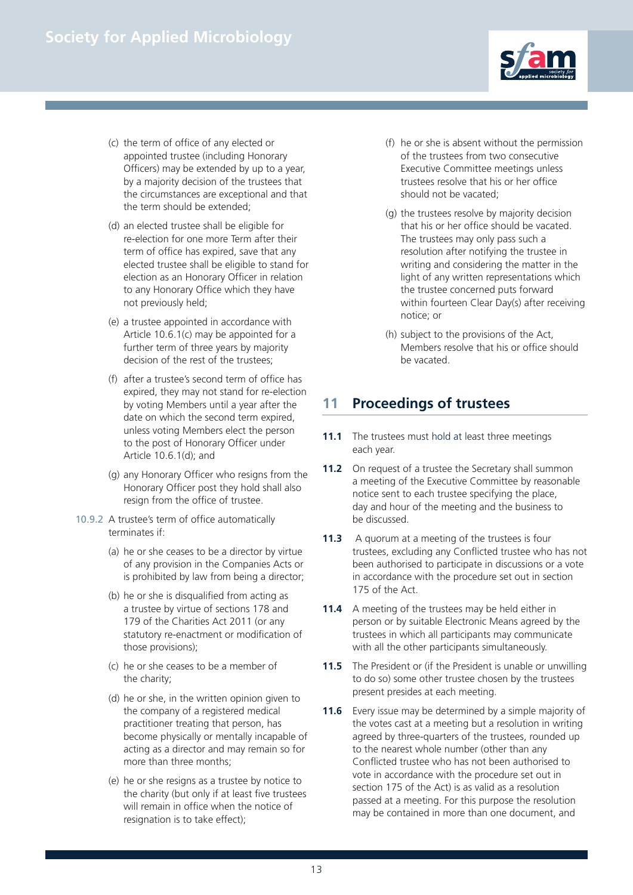(c) the term of office of any elected or appointed trustee (including Honorary Officers) may be extended by up to a year, by a majority decision of the trustees that the circumstances are exceptional and that the term should be extended;

(d) an elected trustee shall be eligible for re-election for one more Term after their term of office has expired, save that any elected trustee shall be eligible to stand for election as an Honorary Officer in relation to any Honorary Office which they have not previously held;

(e) a trustee appointed in accordance with Article 10.6.1(c) may be appointed for a further term of three years by majority decision of the rest of the trustees;

(f) after a trustee's second term of office has expired, they may not stand for re-election by voting Members until a year after the date on which the second term expired, unless voting Members elect the person to the post of Honorary Officer under Article 10.6.1(d); and

(g) any Honorary Officer who resigns from the Honorary Officer post they hold shall also resign from the office of trustee.

10.9.2 A trustee's term of office automatically terminates if:

(a) he or she ceases to be a director by virtue of any provision in the Companies Acts or is prohibited by law from being a director;

(b) he or she is disqualified from acting as a trustee by virtue of sections 178 and 179 of the Charities Act 2011 (or any statutory re-enactment or modification of those provisions);

(c) he or she ceases to be a member of the charity;

(d) he or she, in the written opinion given to the company of a registered medical practitioner treating that person, has become physically or mentally incapable of acting as a director and may remain so for more than three months;

(e) he or she resigns as a trustee by notice to the charity (but only if at least five trustees will remain in office when the notice of resignation is to take effect);

(f) he or she is absent without the permission of the trustees from two consecutive Executive Committee meetings unless trustees resolve that his or her office should not be vacated;

(g) the trustees resolve by majority decision that his or her office should be vacated. The trustees may only pass such a resolution after notifying the trustee in writing and considering the matter in the light of any written representations which the trustee concerned puts forward within fourteen Clear Day(s) after receiving notice; or

(h) subject to the provisions of the Act, Members resolve that his or office should be vacated.

## 11 Proceedings of trustees

**11.1** The trustees must hold at least three meetings each year.

**11.2** On request of a trustee the Secretary shall summon a meeting of the Executive Committee by reasonable notice sent to each trustee specifying the place, day and hour of the meeting and the business to be discussed.

**11.3** A quorum at a meeting of the trustees is four trustees, excluding any Conflicted trustee who has not been authorised to participate in discussions or a vote in accordance with the procedure set out in section 175 of the Act.

**11.4** A meeting of the trustees may be held either in person or by suitable Electronic Means agreed by the trustees in which all participants may communicate with all the other participants simultaneously.

**11.5** The President or (if the President is unable or unwilling to do so) some other trustee chosen by the trustees present presides at each meeting.

**11.6** Every issue may be determined by a simple majority of the votes cast at a meeting but a resolution in writing agreed by three-quarters of the trustees, rounded up to the nearest whole number (other than any Conflicted trustee who has not been authorised to vote in accordance with the procedure set out in section 175 of the Act) is as valid as a resolution passed at a meeting. For this purpose the resolution may be contained in more than one document, and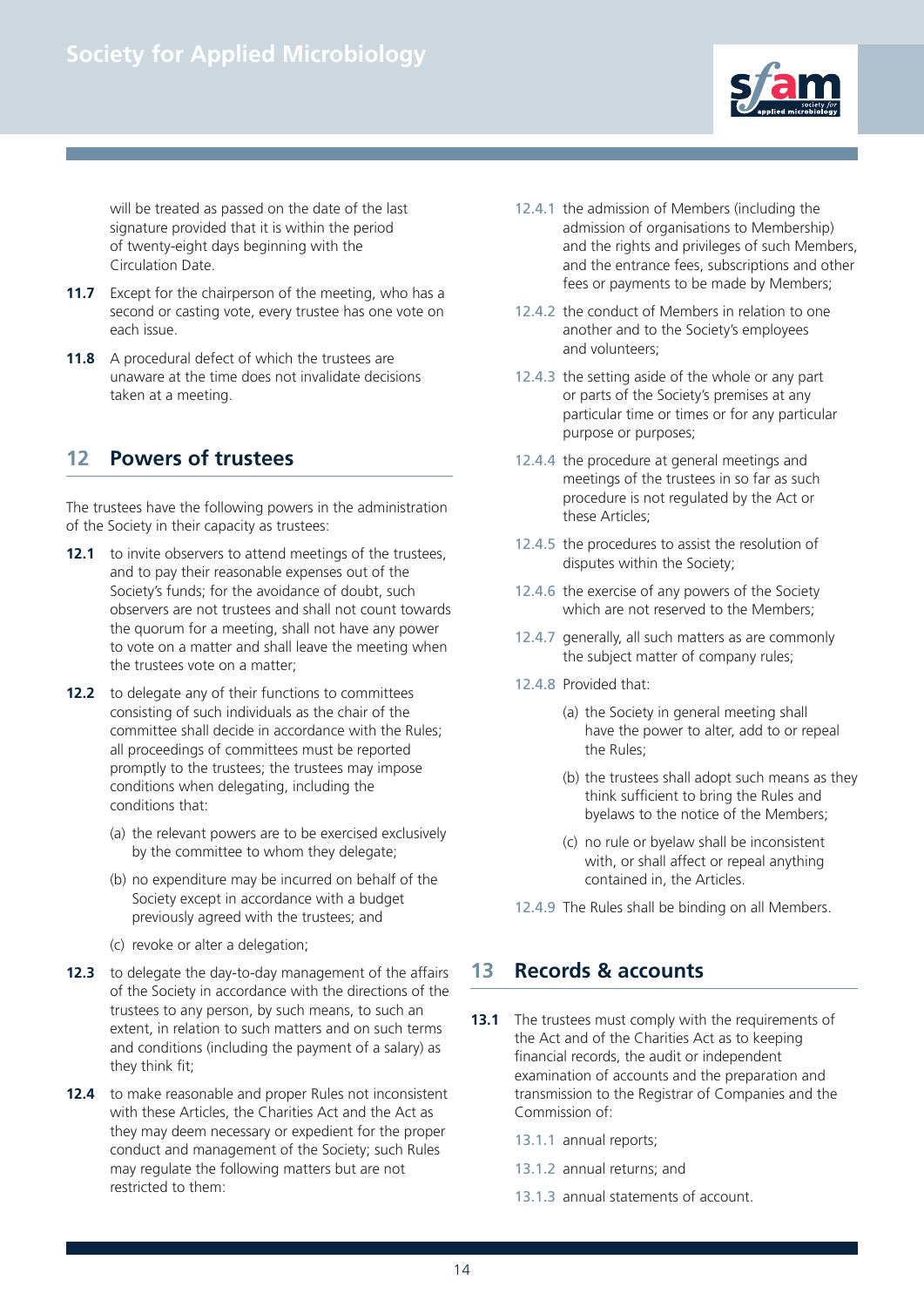will be treated as passed on the date of the last signature provided that it is within the period of twenty-eight days beginning with the Circulation Date.

**11.7** Except for the chairperson of the meeting, who has a second or casting vote, every trustee has one vote on each issue.

**11.8** A procedural defect of which the trustees are unaware at the time does not invalidate decisions taken at a meeting.

## 12 Powers of trustees

The trustees have the following powers in the administration of the Society in their capacity as trustees:

**12.1** to invite observers to attend meetings of the trustees, and to pay their reasonable expenses out of the Society's funds; for the avoidance of doubt, such observers are not trustees and shall not count towards the quorum for a meeting, shall not have any power to vote on a matter and shall leave the meeting when the trustees vote on a matter;

**12.2** to delegate any of their functions to committees consisting of such individuals as the chair of the committee shall decide in accordance with the Rules; all proceedings of committees must be reported promptly to the trustees; the trustees may impose conditions when delegating, including the conditions that:

(a) the relevant powers are to be exercised exclusively by the committee to whom they delegate;

(b) no expenditure may be incurred on behalf of the Society except in accordance with a budget previously agreed with the trustees; and

(c) revoke or alter a delegation;

**12.3** to delegate the day-to-day management of the affairs of the Society in accordance with the directions of the trustees to any person, by such means, to such an extent, in relation to such matters and on such terms and conditions (including the payment of a salary) as they think fit;

**12.4** to make reasonable and proper Rules not inconsistent with these Articles, the Charities Act and the Act as they may deem necessary or expedient for the proper conduct and management of the Society; such Rules may regulate the following matters but are not restricted to them:

12.4.1 the admission of Members (including the admission of organisations to Membership) and the rights and privileges of such Members, and the entrance fees, subscriptions and other fees or payments to be made by Members;

12.4.2 the conduct of Members in relation to one another and to the Society's employees and volunteers;

12.4.3 the setting aside of the whole or any part or parts of the Society's premises at any particular time or times or for any particular purpose or purposes;

12.4.4 the procedure at general meetings and meetings of the trustees in so far as such procedure is not regulated by the Act or these Articles;

12.4.5 the procedures to assist the resolution of disputes within the Society;

12.4.6 the exercise of any powers of the Society which are not reserved to the Members;

12.4.7 generally, all such matters as are commonly the subject matter of company rules;

12.4.8 Provided that:

(a) the Society in general meeting shall have the power to alter, add to or repeal the Rules;

(b) the trustees shall adopt such means as they think sufficient to bring the Rules and byelaws to the notice of the Members;

(c) no rule or byelaw shall be inconsistent with, or shall affect or repeal anything contained in, the Articles.

12.4.9 The Rules shall be binding on all Members.

## 13 Records & accounts

**13.1** The trustees must comply with the requirements of the Act and of the Charities Act as to keeping financial records, the audit or independent examination of accounts and the preparation and transmission to the Registrar of Companies and the Commission of:

13.1.1 annual reports;

13.1.2 annual returns; and

13.1.3 annual statements of account.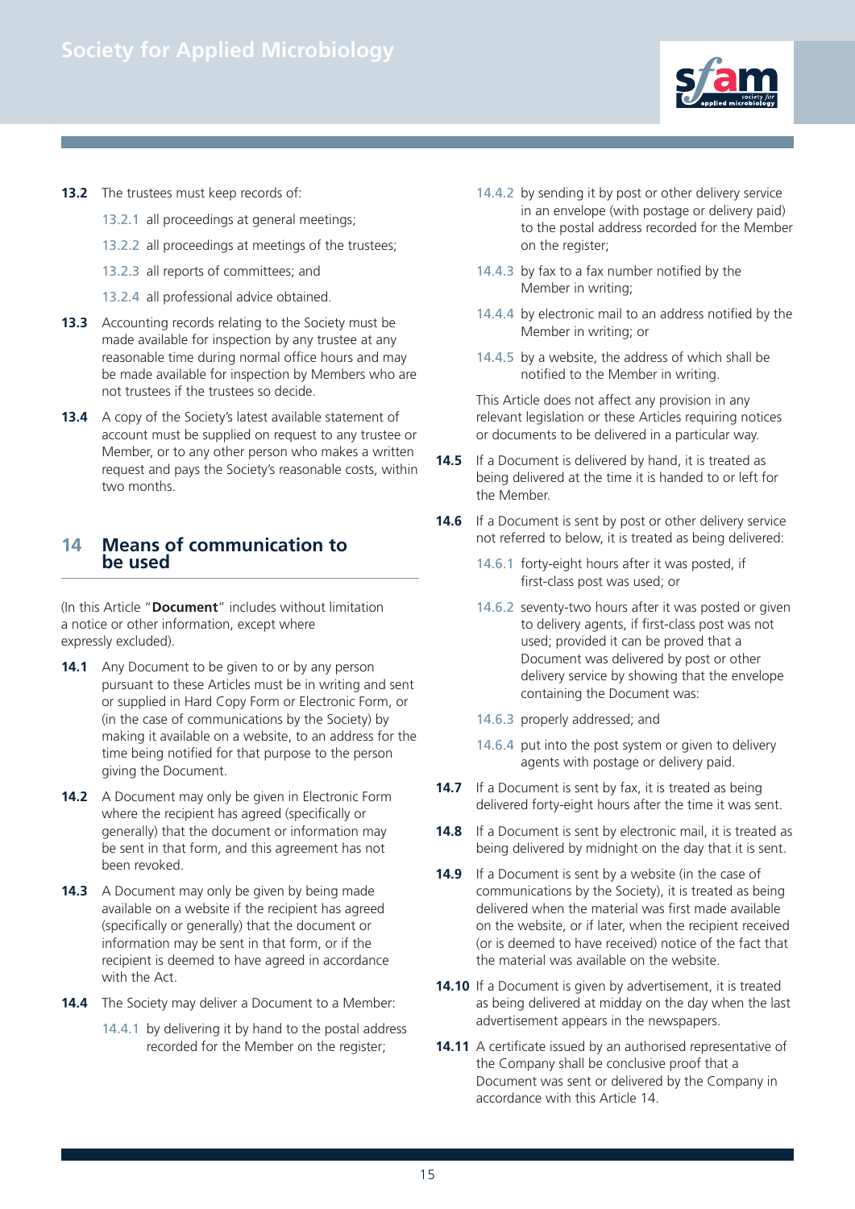**13.2** The trustees must keep records of:

- 13.2.1 all proceedings at general meetings;
- 13.2.2 all proceedings at meetings of the trustees;
- 13.2.3 all reports of committees; and
- 13.2.4 all professional advice obtained.

**13.3** Accounting records relating to the Society must be made available for inspection by any trustee at any reasonable time during normal office hours and may be made available for inspection by Members who are not trustees if the trustees so decide.

**13.4** A copy of the Society's latest available statement of account must be supplied on request to any trustee or Member, or to any other person who makes a written request and pays the Society's reasonable costs, within two months.

## 14 Means of communication to be used

(In this Article "**Document**" includes without limitation a notice or other information, except where expressly excluded).

**14.1** Any Document to be given to or by any person pursuant to these Articles must be in writing and sent or supplied in Hard Copy Form or Electronic Form, or (in the case of communications by the Society) by making it available on a website, to an address for the time being notified for that purpose to the person giving the Document.

**14.2** A Document may only be given in Electronic Form where the recipient has agreed (specifically or generally) that the document or information may be sent in that form, and this agreement has not been revoked.

**14.3** A Document may only be given by being made available on a website if the recipient has agreed (specifically or generally) that the document or information may be sent in that form, or if the recipient is deemed to have agreed in accordance with the Act.

**14.4** The Society may deliver a Document to a Member:

- 14.4.1 by delivering it by hand to the postal address recorded for the Member on the register;
- 14.4.2 by sending it by post or other delivery service in an envelope (with postage or delivery paid) to the postal address recorded for the Member on the register;
- 14.4.3 by fax to a fax number notified by the Member in writing;
- 14.4.4 by electronic mail to an address notified by the Member in writing; or
- 14.4.5 by a website, the address of which shall be notified to the Member in writing.

This Article does not affect any provision in any relevant legislation or these Articles requiring notices or documents to be delivered in a particular way.

**14.5** If a Document is delivered by hand, it is treated as being delivered at the time it is handed to or left for the Member.

**14.6** If a Document is sent by post or other delivery service not referred to below, it is treated as being delivered:

- 14.6.1 forty-eight hours after it was posted, if first-class post was used; or
- 14.6.2 seventy-two hours after it was posted or given to delivery agents, if first-class post was not used; provided it can be proved that a Document was delivered by post or other delivery service by showing that the envelope containing the Document was:
- 14.6.3 properly addressed; and
- 14.6.4 put into the post system or given to delivery agents with postage or delivery paid.

**14.7** If a Document is sent by fax, it is treated as being delivered forty-eight hours after the time it was sent.

**14.8** If a Document is sent by electronic mail, it is treated as being delivered by midnight on the day that it is sent.

**14.9** If a Document is sent by a website (in the case of communications by the Society), it is treated as being delivered when the material was first made available on the website, or if later, when the recipient received (or is deemed to have received) notice of the fact that the material was available on the website.

**14.10** If a Document is given by advertisement, it is treated as being delivered at midday on the day when the last advertisement appears in the newspapers.

**14.11** A certificate issued by an authorised representative of the Company shall be conclusive proof that a Document was sent or delivered by the Company in accordance with this Article 14.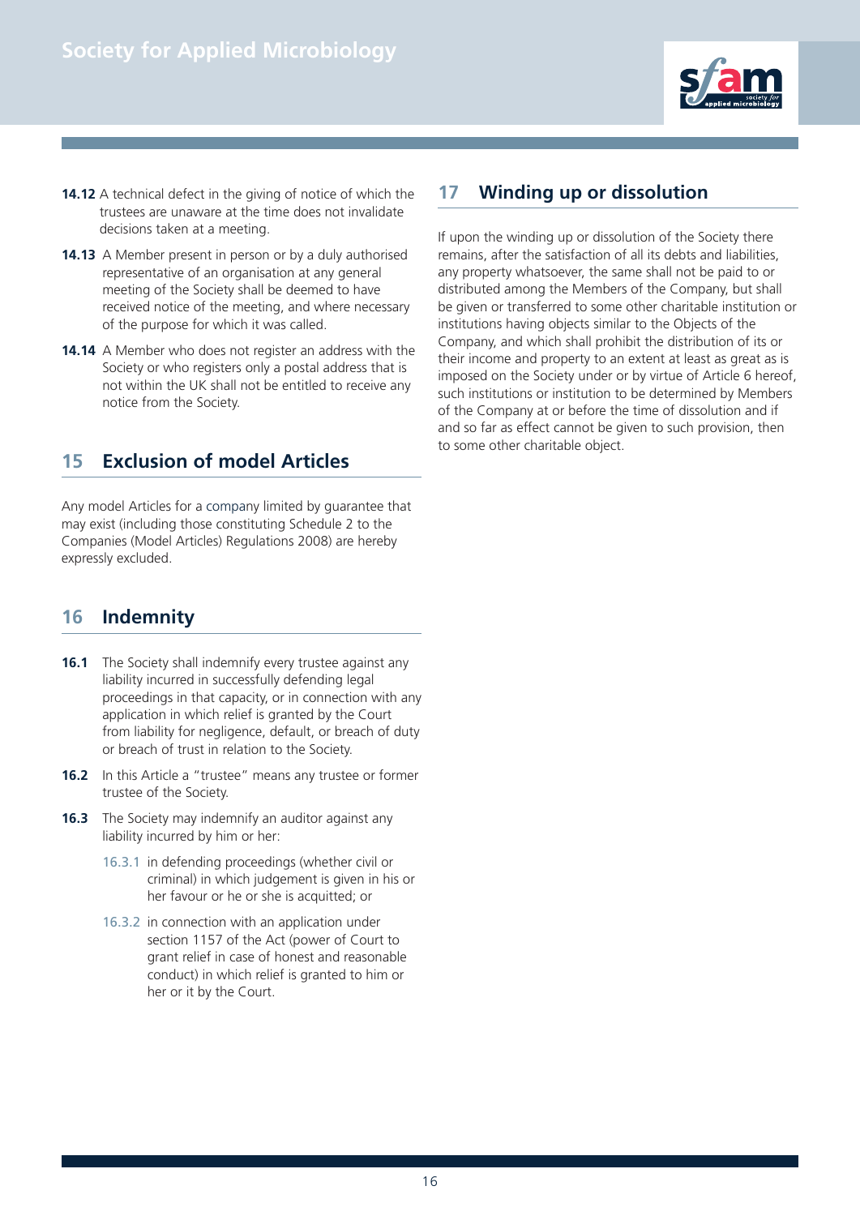**14.12** A technical defect in the giving of notice of which the trustees are unaware at the time does not invalidate decisions taken at a meeting.

**14.13** A Member present in person or by a duly authorised representative of an organisation at any general meeting of the Society shall be deemed to have received notice of the meeting, and where necessary of the purpose for which it was called.

**14.14** A Member who does not register an address with the Society or who registers only a postal address that is not within the UK shall not be entitled to receive any notice from the Society.

## 15 Exclusion of model Articles

Any model Articles for a company limited by guarantee that may exist (including those constituting Schedule 2 to the Companies (Model Articles) Regulations 2008) are hereby expressly excluded.

## 16 Indemnity

**16.1** The Society shall indemnify every trustee against any liability incurred in successfully defending legal proceedings in that capacity, or in connection with any application in which relief is granted by the Court from liability for negligence, default, or breach of duty or breach of trust in relation to the Society.

**16.2** In this Article a "trustee" means any trustee or former trustee of the Society.

**16.3** The Society may indemnify an auditor against any liability incurred by him or her:

- 16.3.1 in defending proceedings (whether civil or criminal) in which judgement is given in his or her favour or he or she is acquitted; or
- 16.3.2 in connection with an application under section 1157 of the Act (power of Court to grant relief in case of honest and reasonable conduct) in which relief is granted to him or her or it by the Court.

## 17 Winding up or dissolution

If upon the winding up or dissolution of the Society there remains, after the satisfaction of all its debts and liabilities, any property whatsoever, the same shall not be paid to or distributed among the Members of the Company, but shall be given or transferred to some other charitable institution or institutions having objects similar to the Objects of the Company, and which shall prohibit the distribution of its or their income and property to an extent at least as great as is imposed on the Society under or by virtue of Article 6 hereof, such institutions or institution to be determined by Members of the Company at or before the time of dissolution and if and so far as effect cannot be given to such provision, then to some other charitable object.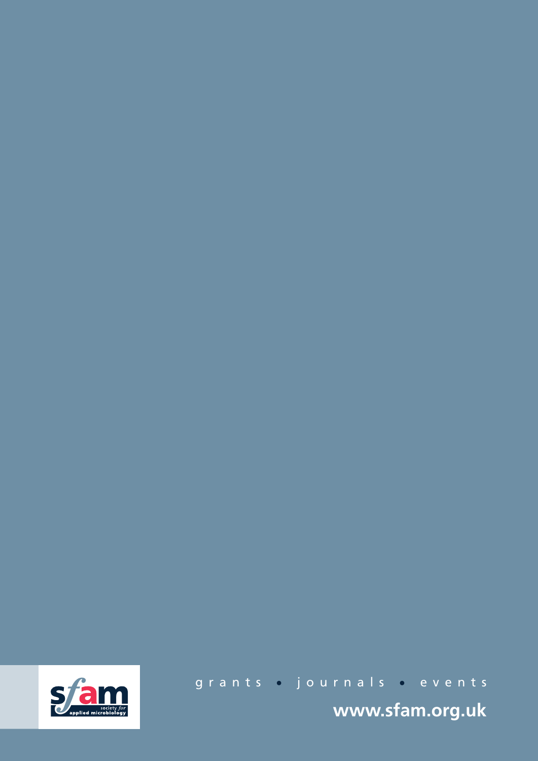sfam

society for applied microbiology

grants • journals • events

**www.sfam.org.uk**